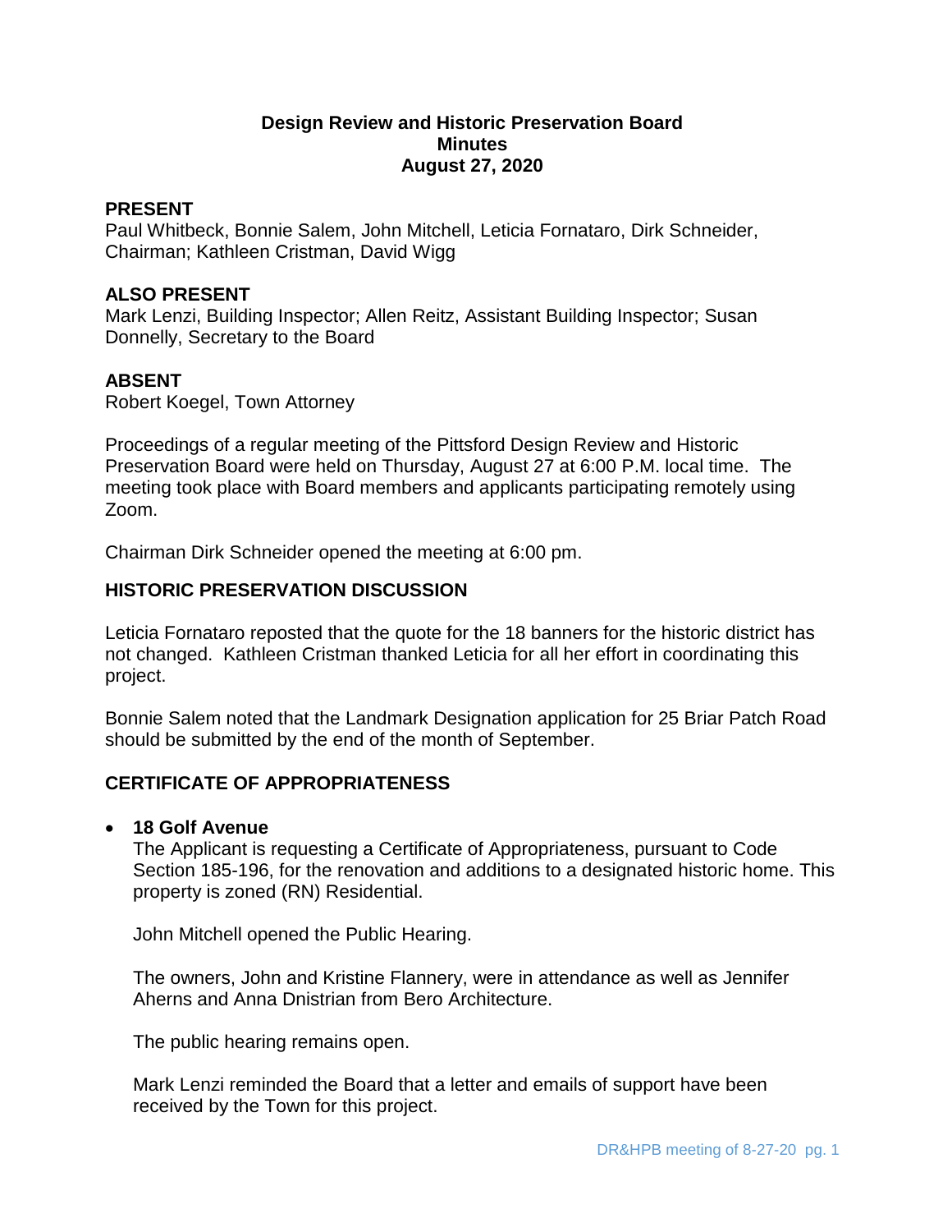**Design Review and Historic Preservation Board**
**Minutes**
**August 27, 2020**

**PRESENT**
Paul Whitbeck, Bonnie Salem, John Mitchell, Leticia Fornataro, Dirk Schneider, Chairman; Kathleen Cristman, David Wigg

**ALSO PRESENT**
Mark Lenzi, Building Inspector; Allen Reitz, Assistant Building Inspector; Susan Donnelly, Secretary to the Board

**ABSENT**
Robert Koegel, Town Attorney

Proceedings of a regular meeting of the Pittsford Design Review and Historic Preservation Board were held on Thursday, August 27 at 6:00 P.M. local time. The meeting took place with Board members and applicants participating remotely using Zoom.

Chairman Dirk Schneider opened the meeting at 6:00 pm.

## HISTORIC PRESERVATION DISCUSSION

Leticia Fornataro reposted that the quote for the 18 banners for the historic district has not changed. Kathleen Cristman thanked Leticia for all her effort in coordinating this project.

Bonnie Salem noted that the Landmark Designation application for 25 Briar Patch Road should be submitted by the end of the month of September.

## CERTIFICATE OF APPROPRIATENESS

- **18 Golf Avenue**
  The Applicant is requesting a Certificate of Appropriateness, pursuant to Code Section 185-196, for the renovation and additions to a designated historic home. This property is zoned (RN) Residential.

  John Mitchell opened the Public Hearing.

  The owners, John and Kristine Flannery, were in attendance as well as Jennifer Aherns and Anna Dnistrian from Bero Architecture.

  The public hearing remains open.

  Mark Lenzi reminded the Board that a letter and emails of support have been received by the Town for this project.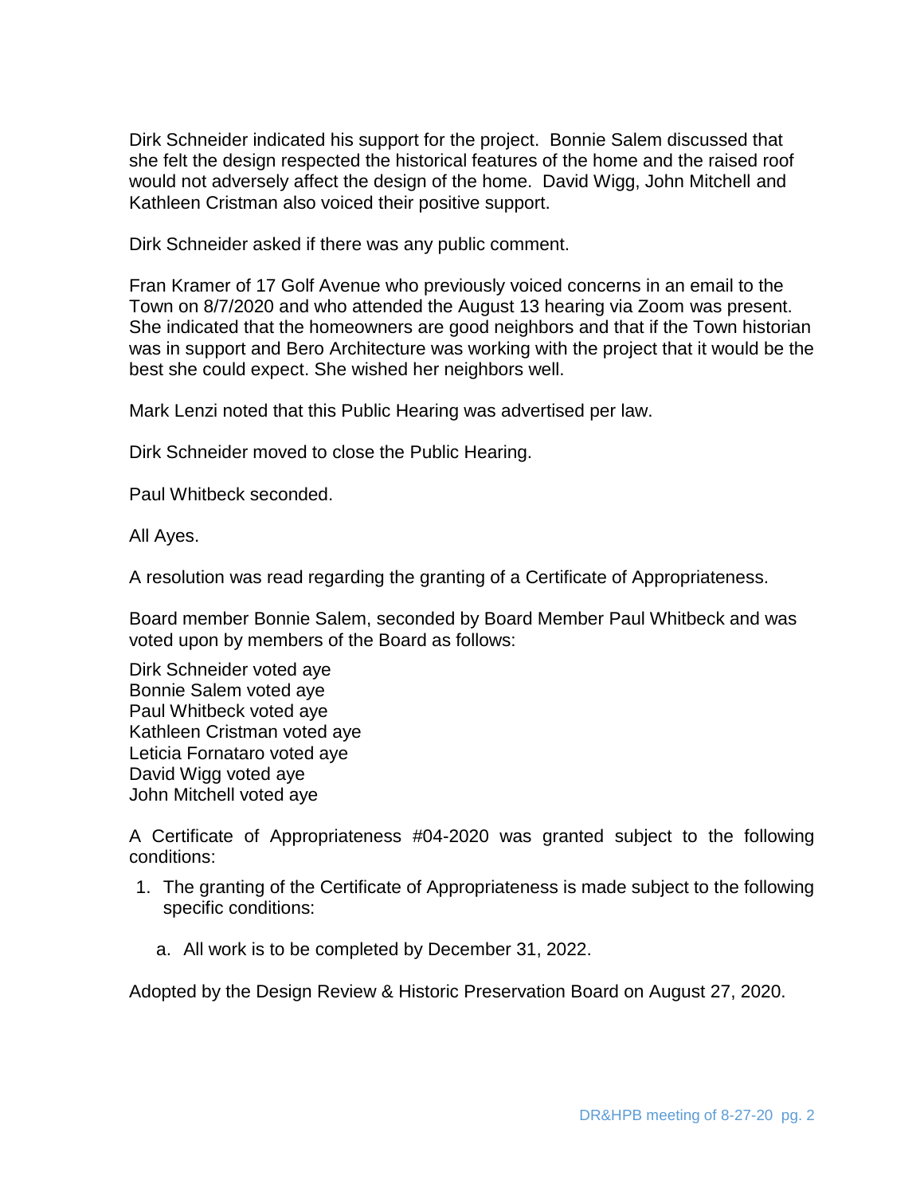Dirk Schneider indicated his support for the project. Bonnie Salem discussed that she felt the design respected the historical features of the home and the raised roof would not adversely affect the design of the home. David Wigg, John Mitchell and Kathleen Cristman also voiced their positive support.

Dirk Schneider asked if there was any public comment.

Fran Kramer of 17 Golf Avenue who previously voiced concerns in an email to the Town on 8/7/2020 and who attended the August 13 hearing via Zoom was present. She indicated that the homeowners are good neighbors and that if the Town historian was in support and Bero Architecture was working with the project that it would be the best she could expect. She wished her neighbors well.

Mark Lenzi noted that this Public Hearing was advertised per law.

Dirk Schneider moved to close the Public Hearing.

Paul Whitbeck seconded.

All Ayes.

A resolution was read regarding the granting of a Certificate of Appropriateness.

Board member Bonnie Salem, seconded by Board Member Paul Whitbeck and was voted upon by members of the Board as follows:

Dirk Schneider voted aye
Bonnie Salem voted aye
Paul Whitbeck voted aye
Kathleen Cristman voted aye
Leticia Fornataro voted aye
David Wigg voted aye
John Mitchell voted aye

A Certificate of Appropriateness #04-2020 was granted subject to the following conditions:

1. The granting of the Certificate of Appropriateness is made subject to the following specific conditions:

   a. All work is to be completed by December 31, 2022.

Adopted by the Design Review & Historic Preservation Board on August 27, 2020.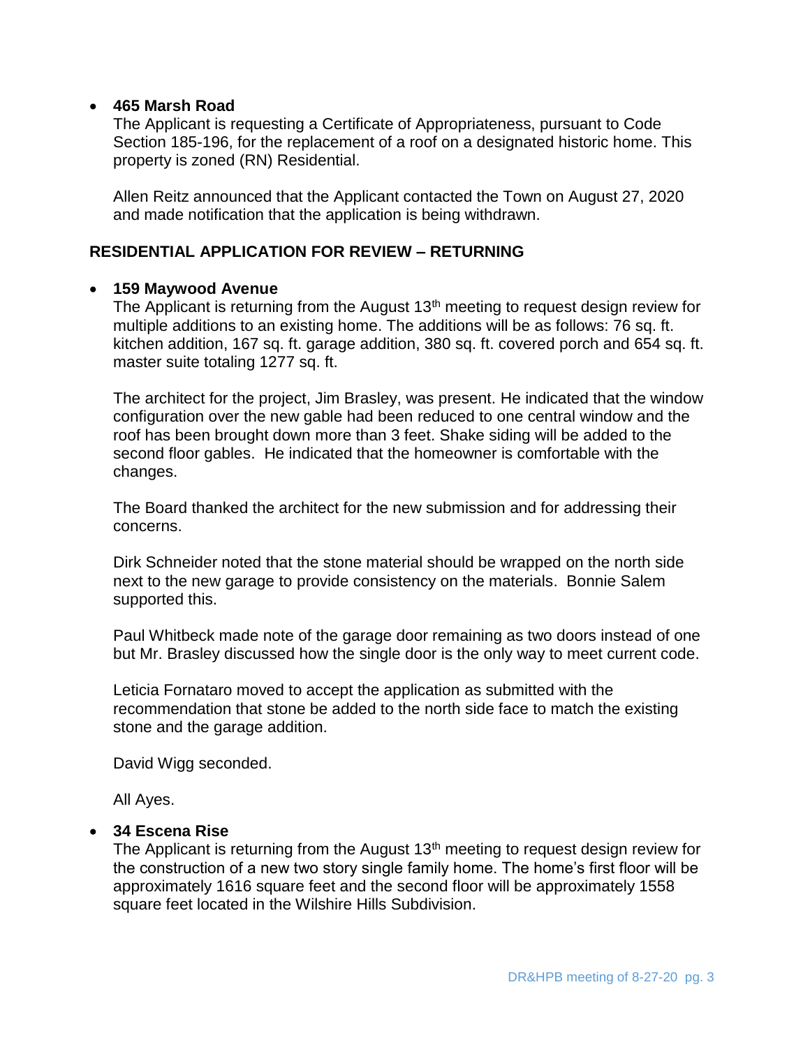- **465 Marsh Road**

  The Applicant is requesting a Certificate of Appropriateness, pursuant to Code Section 185-196, for the replacement of a roof on a designated historic home. This property is zoned (RN) Residential.

  Allen Reitz announced that the Applicant contacted the Town on August 27, 2020 and made notification that the application is being withdrawn.

**RESIDENTIAL APPLICATION FOR REVIEW – RETURNING**

- **159 Maywood Avenue**

  The Applicant is returning from the August 13th meeting to request design review for multiple additions to an existing home. The additions will be as follows: 76 sq. ft. kitchen addition, 167 sq. ft. garage addition, 380 sq. ft. covered porch and 654 sq. ft. master suite totaling 1277 sq. ft.

  The architect for the project, Jim Brasley, was present. He indicated that the window configuration over the new gable had been reduced to one central window and the roof has been brought down more than 3 feet. Shake siding will be added to the second floor gables. He indicated that the homeowner is comfortable with the changes.

  The Board thanked the architect for the new submission and for addressing their concerns.

  Dirk Schneider noted that the stone material should be wrapped on the north side next to the new garage to provide consistency on the materials. Bonnie Salem supported this.

  Paul Whitbeck made note of the garage door remaining as two doors instead of one but Mr. Brasley discussed how the single door is the only way to meet current code.

  Leticia Fornataro moved to accept the application as submitted with the recommendation that stone be added to the north side face to match the existing stone and the garage addition.

  David Wigg seconded.

  All Ayes.

- **34 Escena Rise**

  The Applicant is returning from the August 13th meeting to request design review for the construction of a new two story single family home. The home's first floor will be approximately 1616 square feet and the second floor will be approximately 1558 square feet located in the Wilshire Hills Subdivision.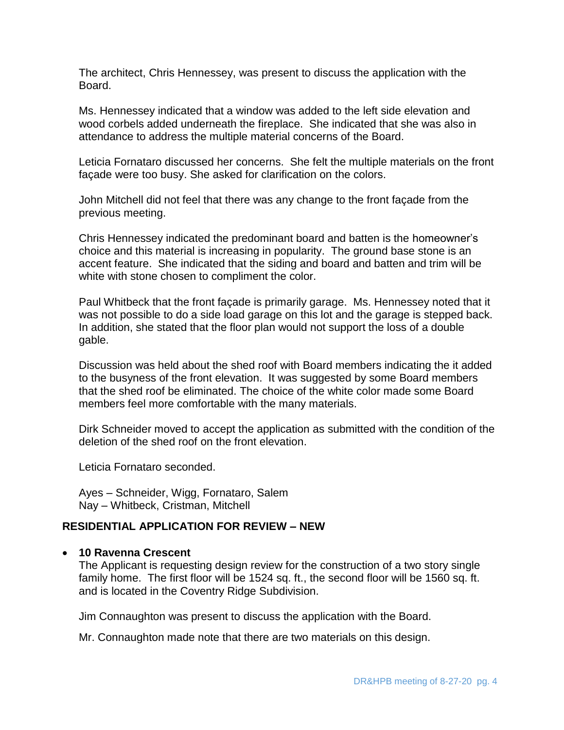The architect, Chris Hennessey, was present to discuss the application with the Board.

Ms. Hennessey indicated that a window was added to the left side elevation and wood corbels added underneath the fireplace. She indicated that she was also in attendance to address the multiple material concerns of the Board.

Leticia Fornataro discussed her concerns. She felt the multiple materials on the front façade were too busy. She asked for clarification on the colors.

John Mitchell did not feel that there was any change to the front façade from the previous meeting.

Chris Hennessey indicated the predominant board and batten is the homeowner's choice and this material is increasing in popularity. The ground base stone is an accent feature. She indicated that the siding and board and batten and trim will be white with stone chosen to compliment the color.

Paul Whitbeck that the front façade is primarily garage. Ms. Hennessey noted that it was not possible to do a side load garage on this lot and the garage is stepped back. In addition, she stated that the floor plan would not support the loss of a double gable.

Discussion was held about the shed roof with Board members indicating the it added to the busyness of the front elevation. It was suggested by some Board members that the shed roof be eliminated. The choice of the white color made some Board members feel more comfortable with the many materials.

Dirk Schneider moved to accept the application as submitted with the condition of the deletion of the shed roof on the front elevation.

Leticia Fornataro seconded.

Ayes – Schneider, Wigg, Fornataro, Salem
Nay – Whitbeck, Cristman, Mitchell

## RESIDENTIAL APPLICATION FOR REVIEW – NEW

- **10 Ravenna Crescent**
  The Applicant is requesting design review for the construction of a two story single family home. The first floor will be 1524 sq. ft., the second floor will be 1560 sq. ft. and is located in the Coventry Ridge Subdivision.

  Jim Connaughton was present to discuss the application with the Board.

  Mr. Connaughton made note that there are two materials on this design.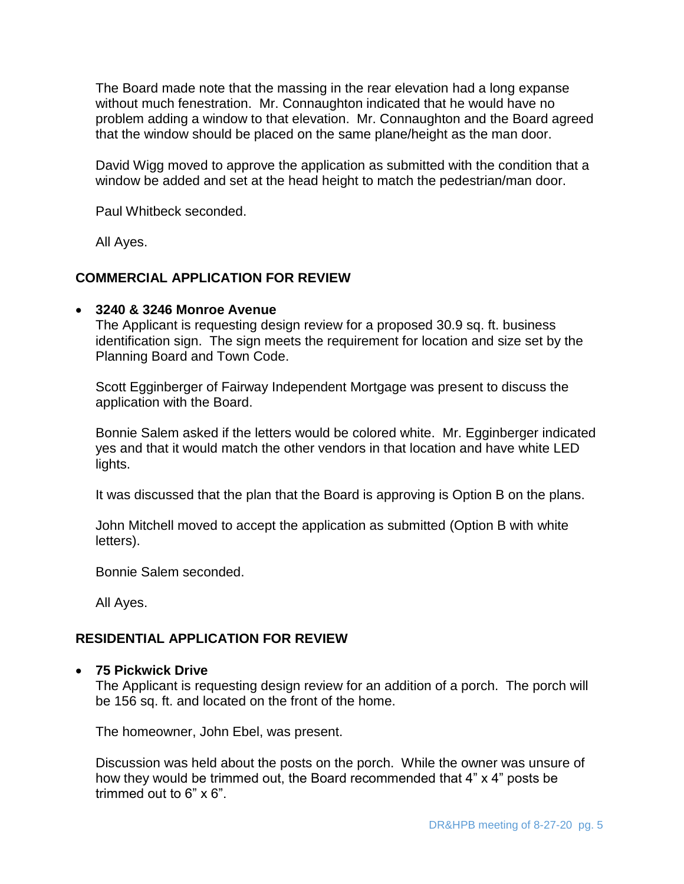The Board made note that the massing in the rear elevation had a long expanse without much fenestration. Mr. Connaughton indicated that he would have no problem adding a window to that elevation. Mr. Connaughton and the Board agreed that the window should be placed on the same plane/height as the man door.

David Wigg moved to approve the application as submitted with the condition that a window be added and set at the head height to match the pedestrian/man door.

Paul Whitbeck seconded.

All Ayes.

## COMMERCIAL APPLICATION FOR REVIEW

- **3240 & 3246 Monroe Avenue**

  The Applicant is requesting design review for a proposed 30.9 sq. ft. business identification sign. The sign meets the requirement for location and size set by the Planning Board and Town Code.

  Scott Egginberger of Fairway Independent Mortgage was present to discuss the application with the Board.

  Bonnie Salem asked if the letters would be colored white. Mr. Egginberger indicated yes and that it would match the other vendors in that location and have white LED lights.

  It was discussed that the plan that the Board is approving is Option B on the plans.

  John Mitchell moved to accept the application as submitted (Option B with white letters).

  Bonnie Salem seconded.

  All Ayes.

## RESIDENTIAL APPLICATION FOR REVIEW

- **75 Pickwick Drive**

  The Applicant is requesting design review for an addition of a porch. The porch will be 156 sq. ft. and located on the front of the home.

  The homeowner, John Ebel, was present.

  Discussion was held about the posts on the porch. While the owner was unsure of how they would be trimmed out, the Board recommended that 4" x 4" posts be trimmed out to 6" x 6".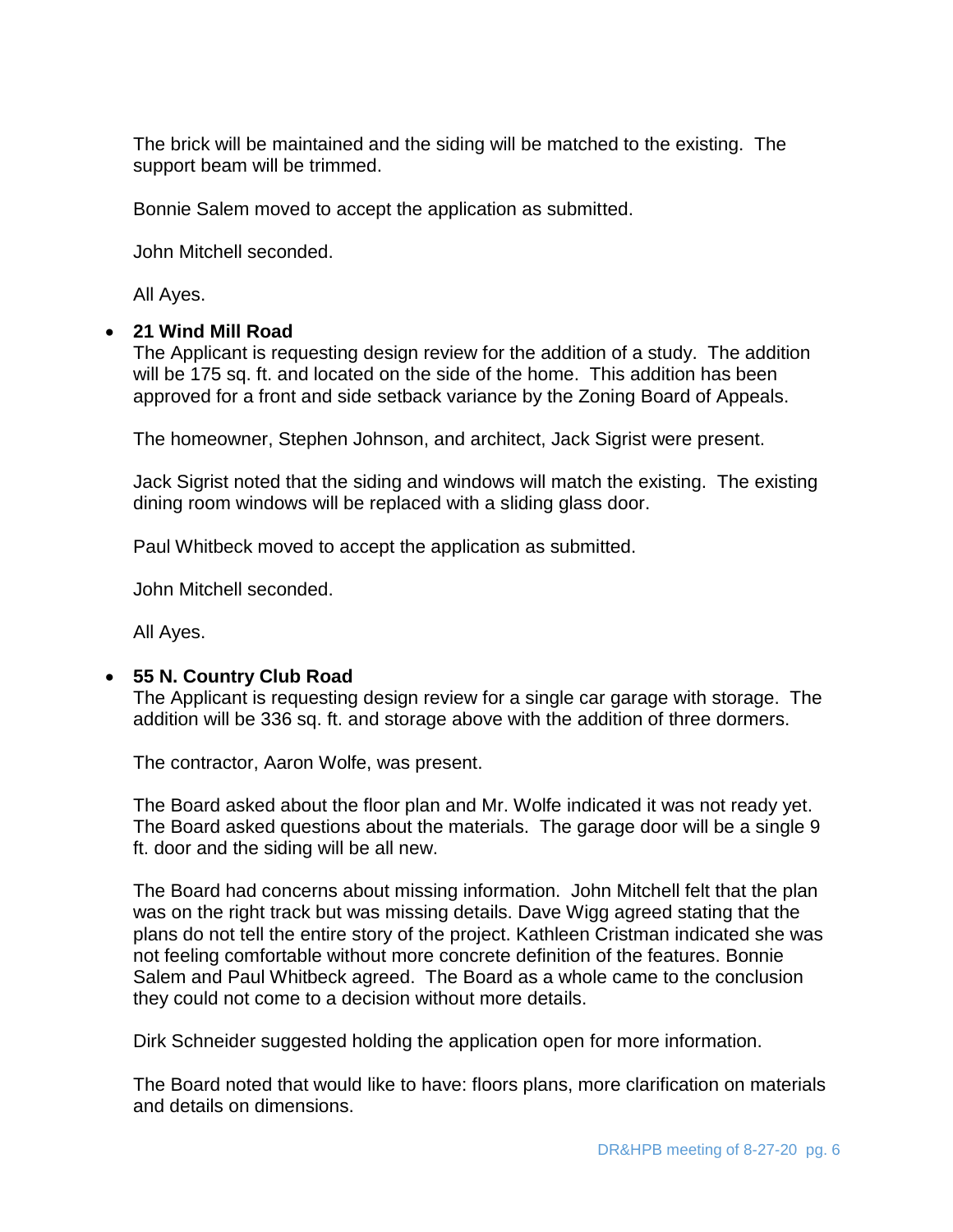The brick will be maintained and the siding will be matched to the existing. The support beam will be trimmed.

Bonnie Salem moved to accept the application as submitted.

John Mitchell seconded.

All Ayes.

- **21 Wind Mill Road**

  The Applicant is requesting design review for the addition of a study. The addition will be 175 sq. ft. and located on the side of the home. This addition has been approved for a front and side setback variance by the Zoning Board of Appeals.

  The homeowner, Stephen Johnson, and architect, Jack Sigrist were present.

  Jack Sigrist noted that the siding and windows will match the existing. The existing dining room windows will be replaced with a sliding glass door.

  Paul Whitbeck moved to accept the application as submitted.

  John Mitchell seconded.

  All Ayes.

- **55 N. Country Club Road**

  The Applicant is requesting design review for a single car garage with storage. The addition will be 336 sq. ft. and storage above with the addition of three dormers.

  The contractor, Aaron Wolfe, was present.

  The Board asked about the floor plan and Mr. Wolfe indicated it was not ready yet. The Board asked questions about the materials. The garage door will be a single 9 ft. door and the siding will be all new.

  The Board had concerns about missing information. John Mitchell felt that the plan was on the right track but was missing details. Dave Wigg agreed stating that the plans do not tell the entire story of the project. Kathleen Cristman indicated she was not feeling comfortable without more concrete definition of the features. Bonnie Salem and Paul Whitbeck agreed. The Board as a whole came to the conclusion they could not come to a decision without more details.

  Dirk Schneider suggested holding the application open for more information.

  The Board noted that would like to have: floors plans, more clarification on materials and details on dimensions.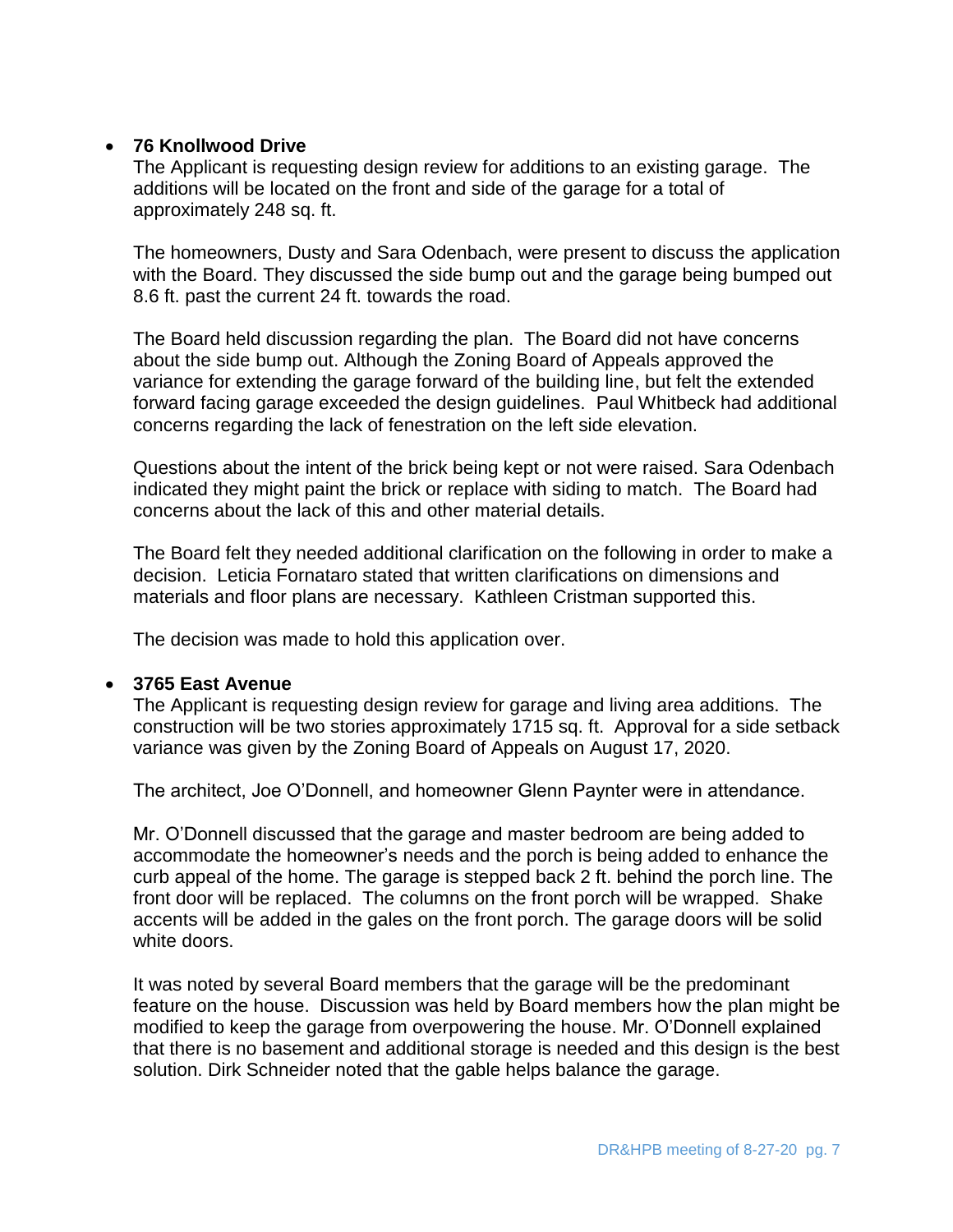- **76 Knollwood Drive**

  The Applicant is requesting design review for additions to an existing garage. The additions will be located on the front and side of the garage for a total of approximately 248 sq. ft.

  The homeowners, Dusty and Sara Odenbach, were present to discuss the application with the Board. They discussed the side bump out and the garage being bumped out 8.6 ft. past the current 24 ft. towards the road.

  The Board held discussion regarding the plan. The Board did not have concerns about the side bump out. Although the Zoning Board of Appeals approved the variance for extending the garage forward of the building line, but felt the extended forward facing garage exceeded the design guidelines. Paul Whitbeck had additional concerns regarding the lack of fenestration on the left side elevation.

  Questions about the intent of the brick being kept or not were raised. Sara Odenbach indicated they might paint the brick or replace with siding to match. The Board had concerns about the lack of this and other material details.

  The Board felt they needed additional clarification on the following in order to make a decision. Leticia Fornataro stated that written clarifications on dimensions and materials and floor plans are necessary. Kathleen Cristman supported this.

  The decision was made to hold this application over.

- **3765 East Avenue**

  The Applicant is requesting design review for garage and living area additions. The construction will be two stories approximately 1715 sq. ft. Approval for a side setback variance was given by the Zoning Board of Appeals on August 17, 2020.

  The architect, Joe O'Donnell, and homeowner Glenn Paynter were in attendance.

  Mr. O'Donnell discussed that the garage and master bedroom are being added to accommodate the homeowner's needs and the porch is being added to enhance the curb appeal of the home. The garage is stepped back 2 ft. behind the porch line. The front door will be replaced. The columns on the front porch will be wrapped. Shake accents will be added in the gales on the front porch. The garage doors will be solid white doors.

  It was noted by several Board members that the garage will be the predominant feature on the house. Discussion was held by Board members how the plan might be modified to keep the garage from overpowering the house. Mr. O'Donnell explained that there is no basement and additional storage is needed and this design is the best solution. Dirk Schneider noted that the gable helps balance the garage.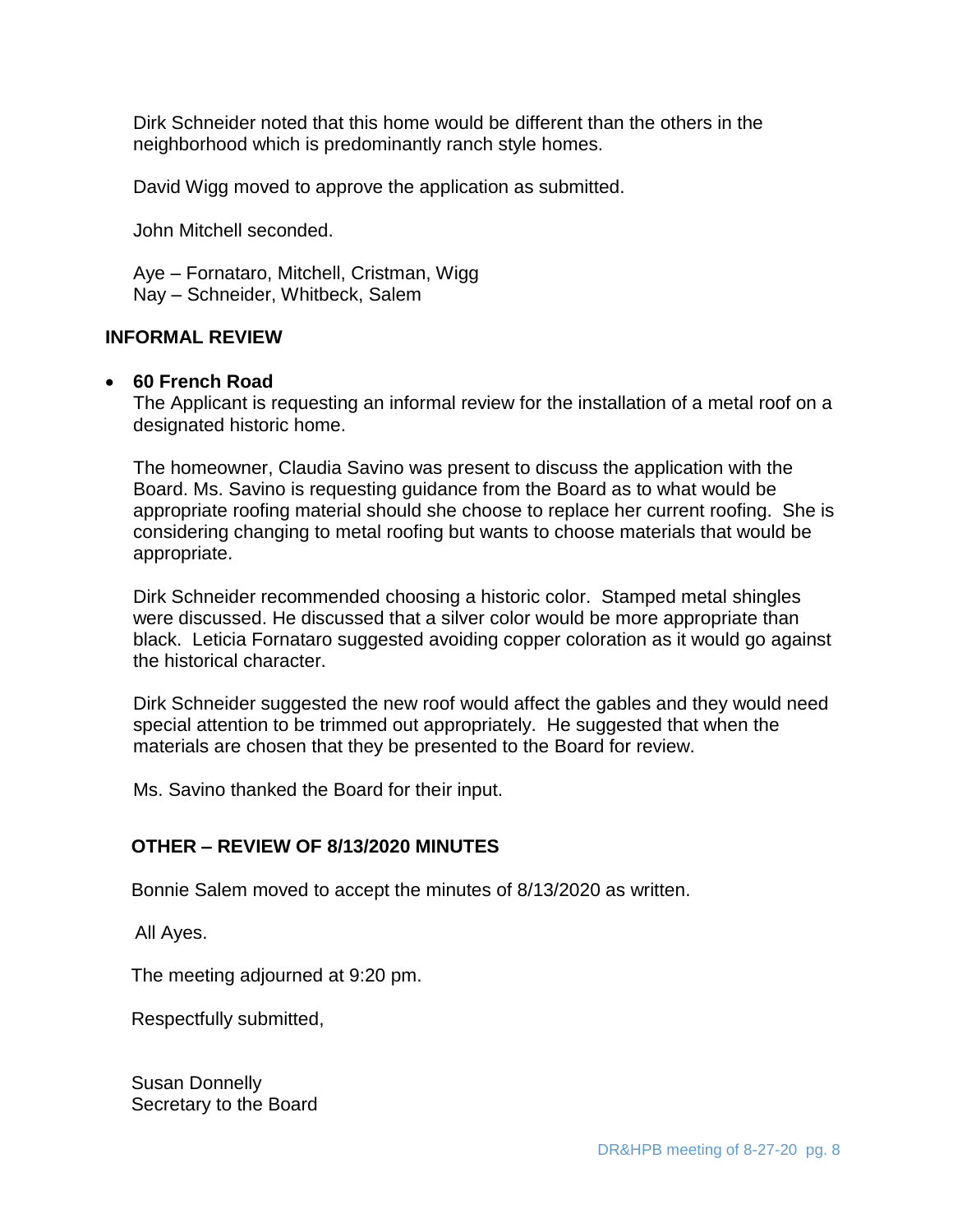Dirk Schneider noted that this home would be different than the others in the neighborhood which is predominantly ranch style homes.

David Wigg moved to approve the application as submitted.

John Mitchell seconded.

Aye – Fornataro, Mitchell, Cristman, Wigg
Nay – Schneider, Whitbeck, Salem

## INFORMAL REVIEW

- **60 French Road**
  The Applicant is requesting an informal review for the installation of a metal roof on a designated historic home.

  The homeowner, Claudia Savino was present to discuss the application with the Board. Ms. Savino is requesting guidance from the Board as to what would be appropriate roofing material should she choose to replace her current roofing. She is considering changing to metal roofing but wants to choose materials that would be appropriate.

  Dirk Schneider recommended choosing a historic color. Stamped metal shingles were discussed. He discussed that a silver color would be more appropriate than black. Leticia Fornataro suggested avoiding copper coloration as it would go against the historical character.

  Dirk Schneider suggested the new roof would affect the gables and they would need special attention to be trimmed out appropriately. He suggested that when the materials are chosen that they be presented to the Board for review.

  Ms. Savino thanked the Board for their input.

## OTHER – REVIEW OF 8/13/2020 MINUTES

Bonnie Salem moved to accept the minutes of 8/13/2020 as written.

All Ayes.

The meeting adjourned at 9:20 pm.

Respectfully submitted,

Susan Donnelly
Secretary to the Board